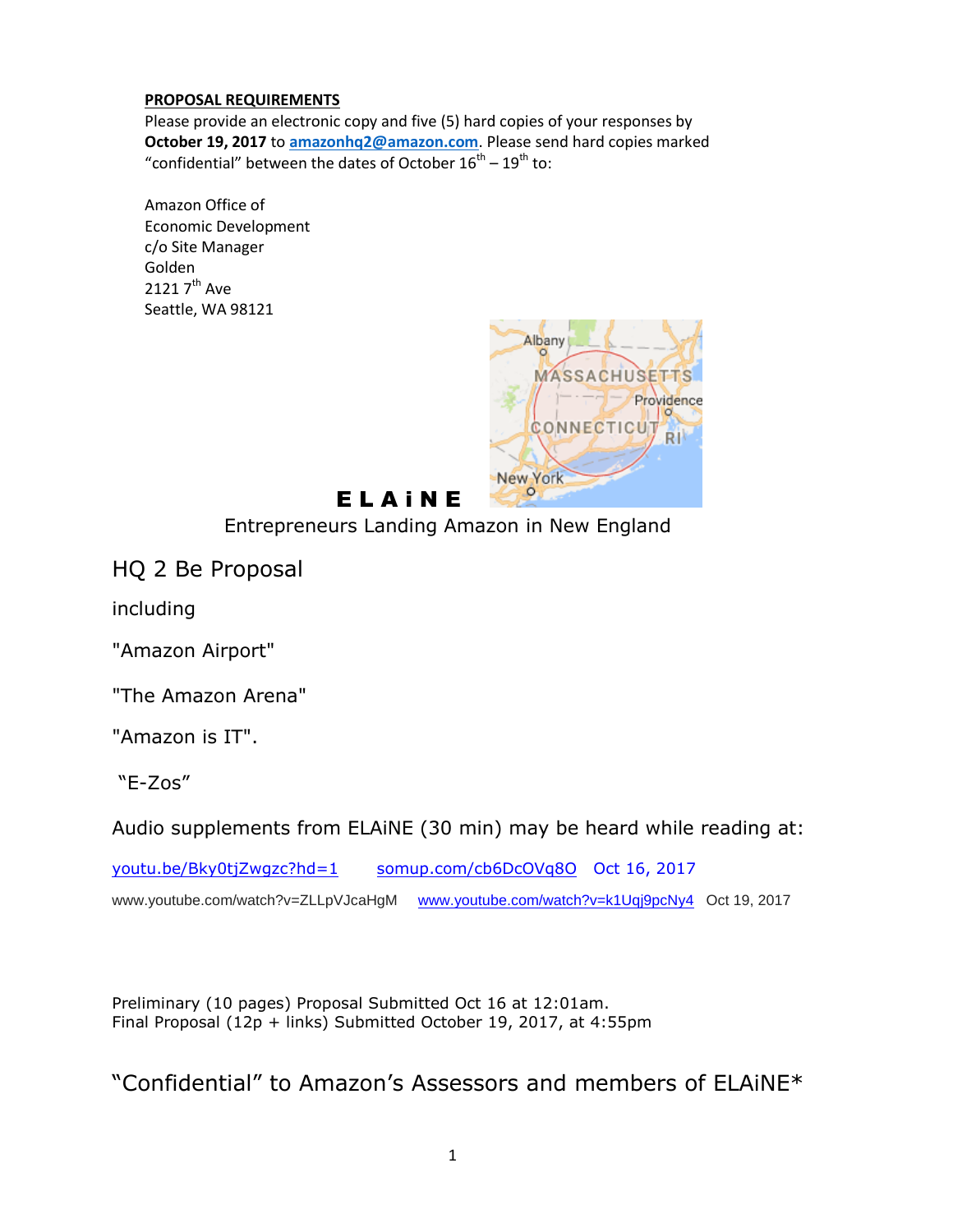**PROPOSAL REQUIREMENTS**
Please provide an electronic copy and five (5) hard copies of your responses by **October 19, 2017** to **amazonhq2@amazon.com**. Please send hard copies marked "confidential" between the dates of October 16th – 19th to:

Amazon Office of
Economic Development
c/o Site Manager
Golden
2121 7th Ave
Seattle, WA 98121

# E L A i N E

Entrepreneurs Landing Amazon in New England

## HQ 2 Be Proposal

including

"Amazon Airport"

"The Amazon Arena"

"Amazon is IT".

"E-Zos"

Audio supplements from ELAiNE (30 min) may be heard while reading at:

youtu.be/Bky0tjZwgzc?hd=1    somup.com/cb6DcOVq8O    Oct 16, 2017

www.youtube.com/watch?v=ZLLpVJcaHgM    www.youtube.com/watch?v=k1Uqj9pcNy4    Oct 19, 2017

Preliminary (10 pages) Proposal Submitted Oct 16 at 12:01am.
Final Proposal (12p + links) Submitted October 19, 2017, at 4:55pm

"Confidential" to Amazon's Assessors and members of ELAiNE*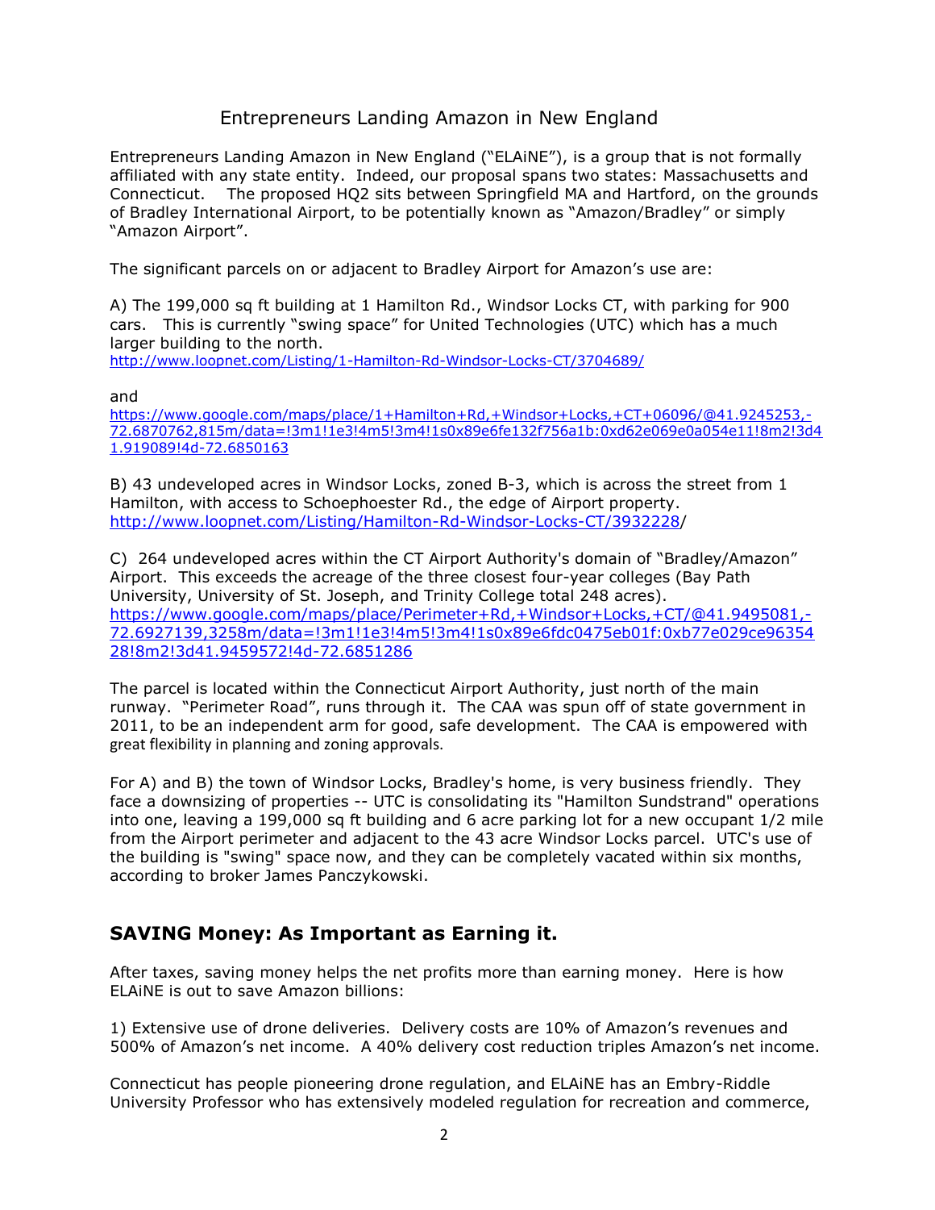# Entrepreneurs Landing Amazon in New England

Entrepreneurs Landing Amazon in New England ("ELAiNE"), is a group that is not formally affiliated with any state entity. Indeed, our proposal spans two states: Massachusetts and Connecticut. The proposed HQ2 sits between Springfield MA and Hartford, on the grounds of Bradley International Airport, to be potentially known as "Amazon/Bradley" or simply "Amazon Airport".

The significant parcels on or adjacent to Bradley Airport for Amazon's use are:

A) The 199,000 sq ft building at 1 Hamilton Rd., Windsor Locks CT, with parking for 900 cars. This is currently "swing space" for United Technologies (UTC) which has a much larger building to the north.
http://www.loopnet.com/Listing/1-Hamilton-Rd-Windsor-Locks-CT/3704689/

and
https://www.google.com/maps/place/1+Hamilton+Rd,+Windsor+Locks,+CT+06096/@41.9245253,-72.6870762,815m/data=!3m1!1e3!4m5!3m4!1s0x89e6fe132f756a1b:0xd62e069e0a054e11!8m2!3d41.919089!4d-72.6850163

B) 43 undeveloped acres in Windsor Locks, zoned B-3, which is across the street from 1 Hamilton, with access to Schoephoester Rd., the edge of Airport property.
http://www.loopnet.com/Listing/Hamilton-Rd-Windsor-Locks-CT/3932228/

C) 264 undeveloped acres within the CT Airport Authority's domain of "Bradley/Amazon" Airport. This exceeds the acreage of the three closest four-year colleges (Bay Path University, University of St. Joseph, and Trinity College total 248 acres).
https://www.google.com/maps/place/Perimeter+Rd,+Windsor+Locks,+CT/@41.9495081,-72.6927139,3258m/data=!3m1!1e3!4m5!3m4!1s0x89e6fdc0475eb01f:0xb77e029ce9635428!8m2!3d41.9459572!4d-72.6851286

The parcel is located within the Connecticut Airport Authority, just north of the main runway. "Perimeter Road", runs through it. The CAA was spun off of state government in 2011, to be an independent arm for good, safe development. The CAA is empowered with great flexibility in planning and zoning approvals.

For A) and B) the town of Windsor Locks, Bradley's home, is very business friendly. They face a downsizing of properties -- UTC is consolidating its "Hamilton Sundstrand" operations into one, leaving a 199,000 sq ft building and 6 acre parking lot for a new occupant 1/2 mile from the Airport perimeter and adjacent to the 43 acre Windsor Locks parcel. UTC's use of the building is "swing" space now, and they can be completely vacated within six months, according to broker James Panczykowski.

## SAVING Money: As Important as Earning it.

After taxes, saving money helps the net profits more than earning money. Here is how ELAiNE is out to save Amazon billions:

1) Extensive use of drone deliveries. Delivery costs are 10% of Amazon's revenues and 500% of Amazon's net income. A 40% delivery cost reduction triples Amazon's net income.

Connecticut has people pioneering drone regulation, and ELAiNE has an Embry-Riddle University Professor who has extensively modeled regulation for recreation and commerce,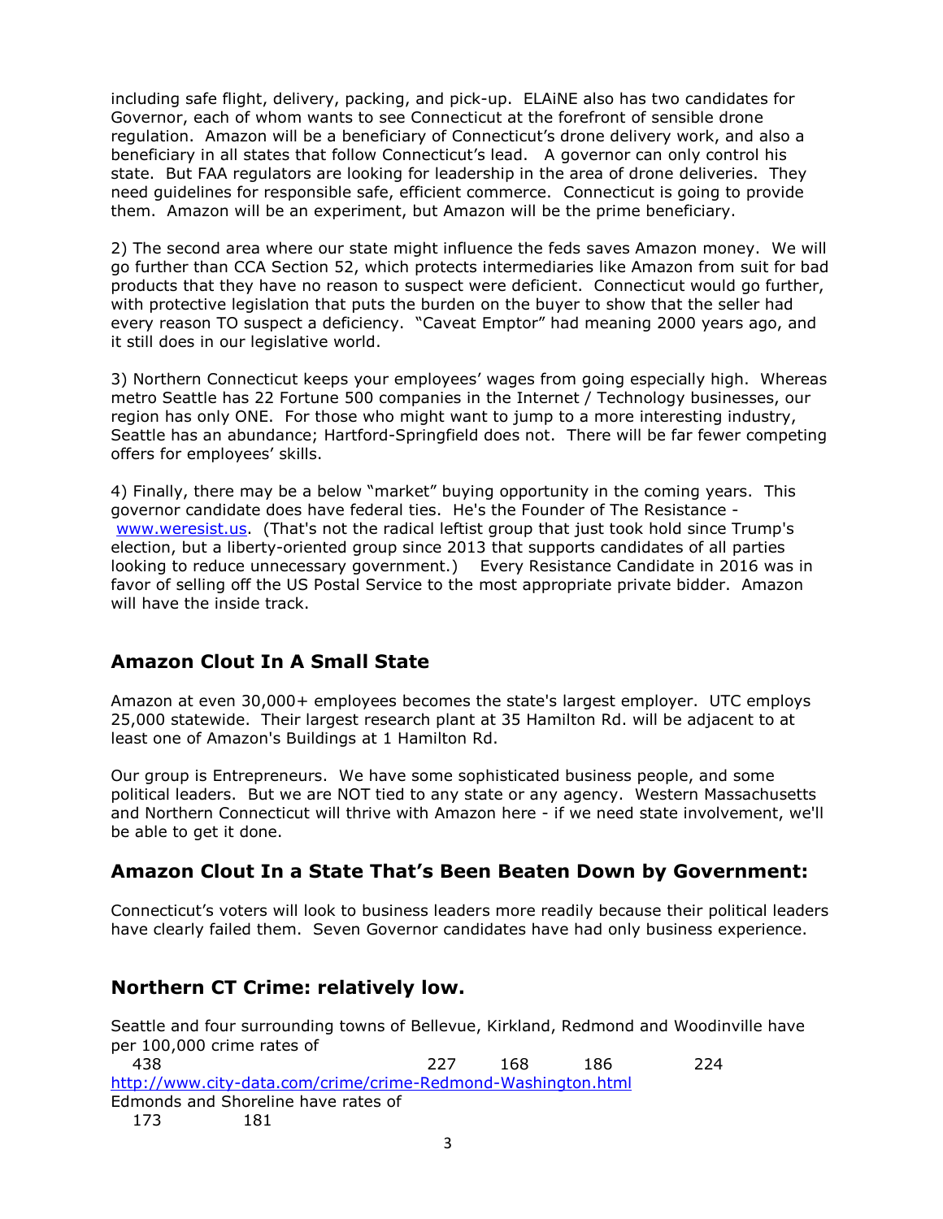including safe flight, delivery, packing, and pick-up. ELAiNE also has two candidates for Governor, each of whom wants to see Connecticut at the forefront of sensible drone regulation. Amazon will be a beneficiary of Connecticut's drone delivery work, and also a beneficiary in all states that follow Connecticut's lead. A governor can only control his state. But FAA regulators are looking for leadership in the area of drone deliveries. They need guidelines for responsible safe, efficient commerce. Connecticut is going to provide them. Amazon will be an experiment, but Amazon will be the prime beneficiary.

2) The second area where our state might influence the feds saves Amazon money. We will go further than CCA Section 52, which protects intermediaries like Amazon from suit for bad products that they have no reason to suspect were deficient. Connecticut would go further, with protective legislation that puts the burden on the buyer to show that the seller had every reason TO suspect a deficiency. "Caveat Emptor" had meaning 2000 years ago, and it still does in our legislative world.

3) Northern Connecticut keeps your employees' wages from going especially high. Whereas metro Seattle has 22 Fortune 500 companies in the Internet / Technology businesses, our region has only ONE. For those who might want to jump to a more interesting industry, Seattle has an abundance; Hartford-Springfield does not. There will be far fewer competing offers for employees' skills.

4) Finally, there may be a below "market" buying opportunity in the coming years. This governor candidate does have federal ties. He's the Founder of The Resistance - www.weresist.us. (That's not the radical leftist group that just took hold since Trump's election, but a liberty-oriented group since 2013 that supports candidates of all parties looking to reduce unnecessary government.) Every Resistance Candidate in 2016 was in favor of selling off the US Postal Service to the most appropriate private bidder. Amazon will have the inside track.

## Amazon Clout In A Small State

Amazon at even 30,000+ employees becomes the state's largest employer. UTC employs 25,000 statewide. Their largest research plant at 35 Hamilton Rd. will be adjacent to at least one of Amazon's Buildings at 1 Hamilton Rd.

Our group is Entrepreneurs. We have some sophisticated business people, and some political leaders. But we are NOT tied to any state or any agency. Western Massachusetts and Northern Connecticut will thrive with Amazon here - if we need state involvement, we'll be able to get it done.

## Amazon Clout In a State That's Been Beaten Down by Government:

Connecticut's voters will look to business leaders more readily because their political leaders have clearly failed them. Seven Governor candidates have had only business experience.

## Northern CT Crime: relatively low.

Seattle and four surrounding towns of Bellevue, Kirkland, Redmond and Woodinville have per 100,000 crime rates of

438 227 168 186 224

http://www.city-data.com/crime/crime-Redmond-Washington.html

Edmonds and Shoreline have rates of

173 181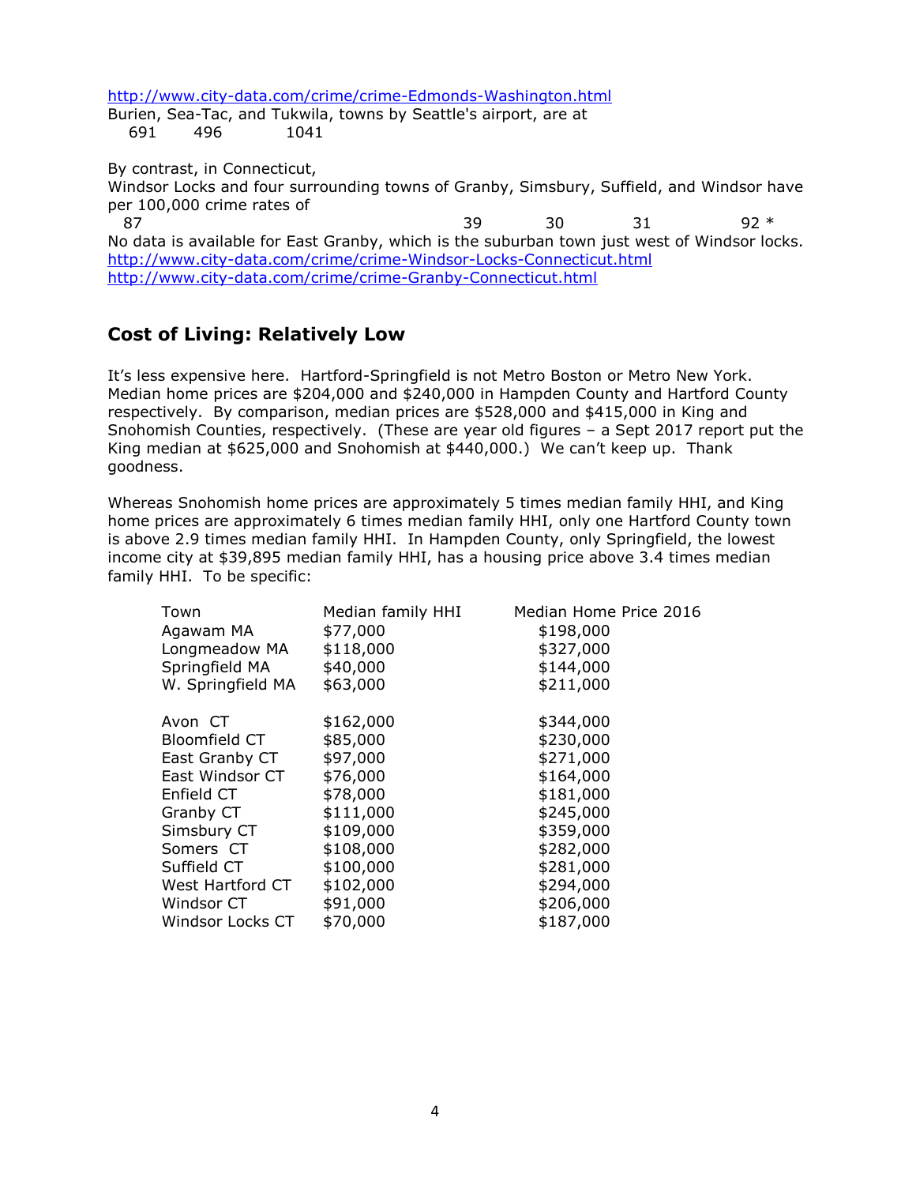http://www.city-data.com/crime/crime-Edmonds-Washington.html
Burien, Sea-Tac, and Tukwila, towns by Seattle's airport, are at
691 496 1041

By contrast, in Connecticut,
Windsor Locks and four surrounding towns of Granby, Simsbury, Suffield, and Windsor have per 100,000 crime rates of
87 39 30 31 92 *
No data is available for East Granby, which is the suburban town just west of Windsor locks.
http://www.city-data.com/crime/crime-Windsor-Locks-Connecticut.html
http://www.city-data.com/crime/crime-Granby-Connecticut.html

## Cost of Living: Relatively Low

It's less expensive here. Hartford-Springfield is not Metro Boston or Metro New York. Median home prices are $204,000 and $240,000 in Hampden County and Hartford County respectively. By comparison, median prices are $528,000 and $415,000 in King and Snohomish Counties, respectively. (These are year old figures – a Sept 2017 report put the King median at $625,000 and Snohomish at $440,000.) We can't keep up. Thank goodness.

Whereas Snohomish home prices are approximately 5 times median family HHI, and King home prices are approximately 6 times median family HHI, only one Hartford County town is above 2.9 times median family HHI. In Hampden County, only Springfield, the lowest income city at $39,895 median family HHI, has a housing price above 3.4 times median family HHI. To be specific:

| Town | Median family HHI | Median Home Price 2016 |
|---|---|---|
| Agawam MA | $77,000 | $198,000 |
| Longmeadow MA | $118,000 | $327,000 |
| Springfield MA | $40,000 | $144,000 |
| W. Springfield MA | $63,000 | $211,000 |
| | | |
| Avon CT | $162,000 | $344,000 |
| Bloomfield CT | $85,000 | $230,000 |
| East Granby CT | $97,000 | $271,000 |
| East Windsor CT | $76,000 | $164,000 |
| Enfield CT | $78,000 | $181,000 |
| Granby CT | $111,000 | $245,000 |
| Simsbury CT | $109,000 | $359,000 |
| Somers CT | $108,000 | $282,000 |
| Suffield CT | $100,000 | $281,000 |
| West Hartford CT | $102,000 | $294,000 |
| Windsor CT | $91,000 | $206,000 |
| Windsor Locks CT | $70,000 | $187,000 |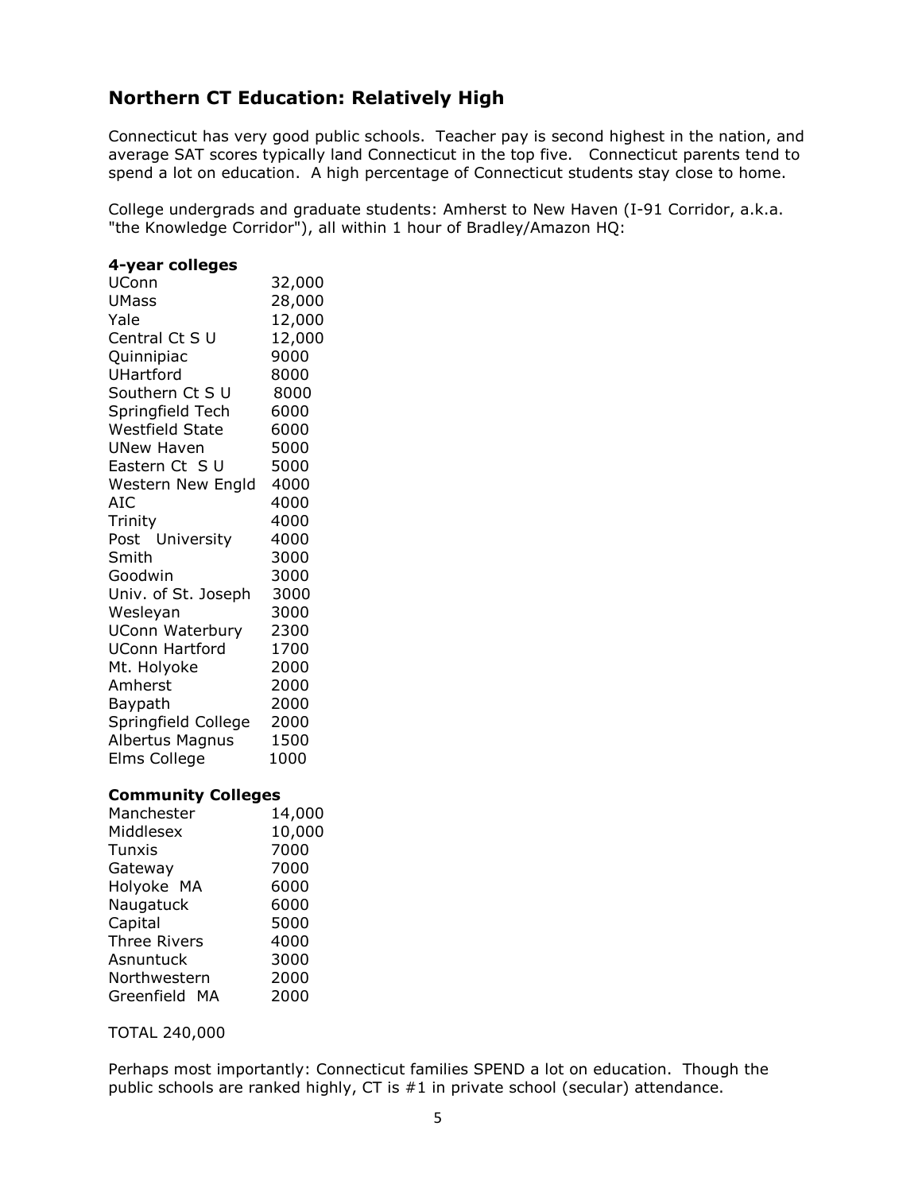## Northern CT Education: Relatively High

Connecticut has very good public schools. Teacher pay is second highest in the nation, and average SAT scores typically land Connecticut in the top five. Connecticut parents tend to spend a lot on education. A high percentage of Connecticut students stay close to home.

College undergrads and graduate students: Amherst to New Haven (I-91 Corridor, a.k.a. "the Knowledge Corridor"), all within 1 hour of Bradley/Amazon HQ:

**4-year colleges**

| | |
|---|---|
| UConn | 32,000 |
| UMass | 28,000 |
| Yale | 12,000 |
| Central Ct S U | 12,000 |
| Quinnipiac | 9000 |
| UHartford | 8000 |
| Southern Ct S U | 8000 |
| Springfield Tech | 6000 |
| Westfield State | 6000 |
| UNew Haven | 5000 |
| Eastern Ct S U | 5000 |
| Western New Engld | 4000 |
| AIC | 4000 |
| Trinity | 4000 |
| Post University | 4000 |
| Smith | 3000 |
| Goodwin | 3000 |
| Univ. of St. Joseph | 3000 |
| Wesleyan | 3000 |
| UConn Waterbury | 2300 |
| UConn Hartford | 1700 |
| Mt. Holyoke | 2000 |
| Amherst | 2000 |
| Baypath | 2000 |
| Springfield College | 2000 |
| Albertus Magnus | 1500 |
| Elms College | 1000 |

**Community Colleges**

| | |
|---|---|
| Manchester | 14,000 |
| Middlesex | 10,000 |
| Tunxis | 7000 |
| Gateway | 7000 |
| Holyoke MA | 6000 |
| Naugatuck | 6000 |
| Capital | 5000 |
| Three Rivers | 4000 |
| Asnuntuck | 3000 |
| Northwestern | 2000 |
| Greenfield MA | 2000 |

TOTAL 240,000

Perhaps most importantly: Connecticut families SPEND a lot on education. Though the public schools are ranked highly, CT is #1 in private school (secular) attendance.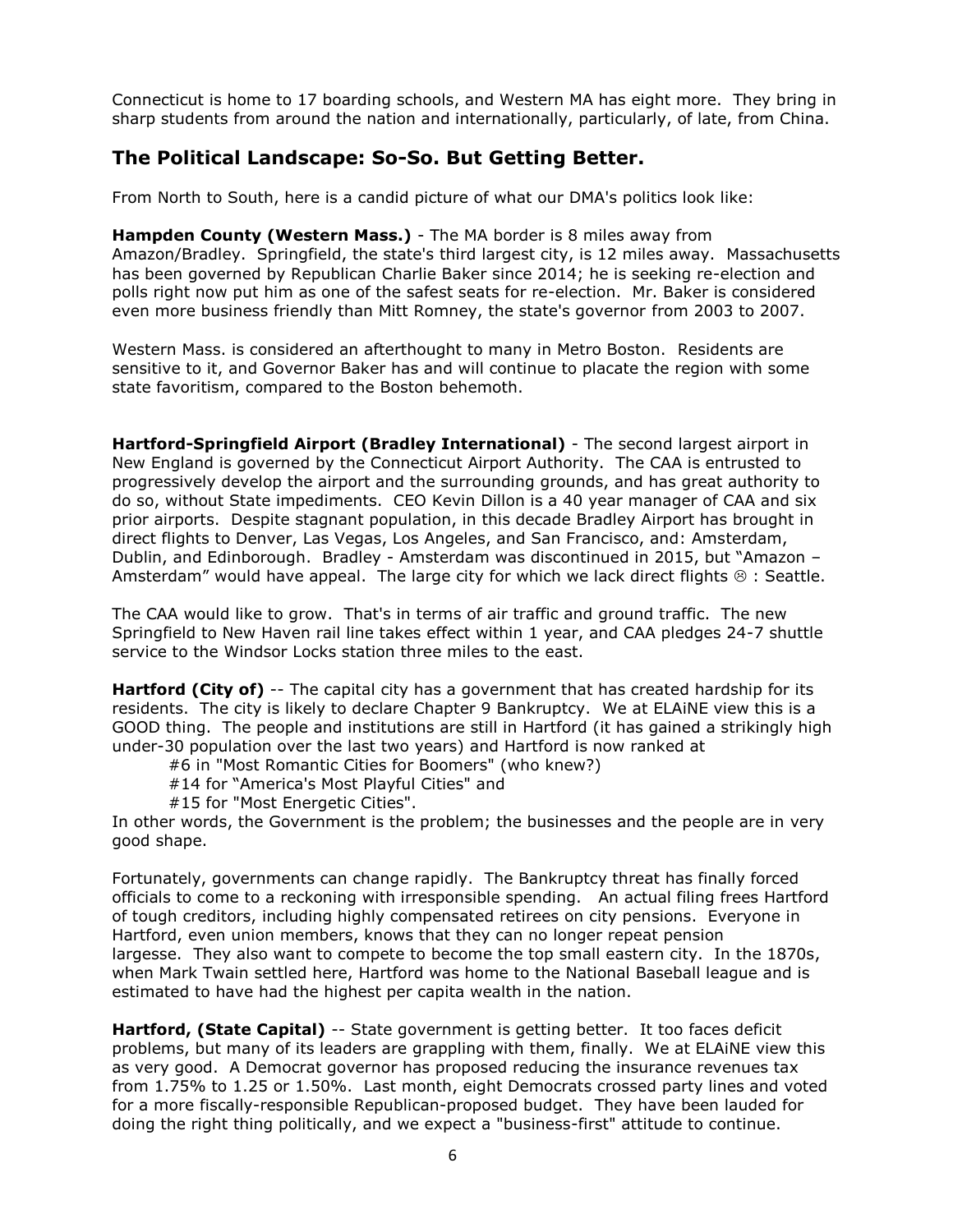Connecticut is home to 17 boarding schools, and Western MA has eight more. They bring in sharp students from around the nation and internationally, particularly, of late, from China.

## The Political Landscape: So-So. But Getting Better.

From North to South, here is a candid picture of what our DMA's politics look like:

**Hampden County (Western Mass.)** - The MA border is 8 miles away from Amazon/Bradley. Springfield, the state's third largest city, is 12 miles away. Massachusetts has been governed by Republican Charlie Baker since 2014; he is seeking re-election and polls right now put him as one of the safest seats for re-election. Mr. Baker is considered even more business friendly than Mitt Romney, the state's governor from 2003 to 2007.

Western Mass. is considered an afterthought to many in Metro Boston. Residents are sensitive to it, and Governor Baker has and will continue to placate the region with some state favoritism, compared to the Boston behemoth.

**Hartford-Springfield Airport (Bradley International)** - The second largest airport in New England is governed by the Connecticut Airport Authority. The CAA is entrusted to progressively develop the airport and the surrounding grounds, and has great authority to do so, without State impediments. CEO Kevin Dillon is a 40 year manager of CAA and six prior airports. Despite stagnant population, in this decade Bradley Airport has brought in direct flights to Denver, Las Vegas, Los Angeles, and San Francisco, and: Amsterdam, Dublin, and Edinborough. Bradley - Amsterdam was discontinued in 2015, but "Amazon – Amsterdam" would have appeal. The large city for which we lack direct flights ☹ : Seattle.

The CAA would like to grow. That's in terms of air traffic and ground traffic. The new Springfield to New Haven rail line takes effect within 1 year, and CAA pledges 24-7 shuttle service to the Windsor Locks station three miles to the east.

**Hartford (City of)** -- The capital city has a government that has created hardship for its residents. The city is likely to declare Chapter 9 Bankruptcy. We at ELAiNE view this is a GOOD thing. The people and institutions are still in Hartford (it has gained a strikingly high under-30 population over the last two years) and Hartford is now ranked at

#6 in "Most Romantic Cities for Boomers" (who knew?)
#14 for "America's Most Playful Cities" and
#15 for "Most Energetic Cities".

In other words, the Government is the problem; the businesses and the people are in very good shape.

Fortunately, governments can change rapidly. The Bankruptcy threat has finally forced officials to come to a reckoning with irresponsible spending. An actual filing frees Hartford of tough creditors, including highly compensated retirees on city pensions. Everyone in Hartford, even union members, knows that they can no longer repeat pension largesse. They also want to compete to become the top small eastern city. In the 1870s, when Mark Twain settled here, Hartford was home to the National Baseball league and is estimated to have had the highest per capita wealth in the nation.

**Hartford, (State Capital)** -- State government is getting better. It too faces deficit problems, but many of its leaders are grappling with them, finally. We at ELAiNE view this as very good. A Democrat governor has proposed reducing the insurance revenues tax from 1.75% to 1.25 or 1.50%. Last month, eight Democrats crossed party lines and voted for a more fiscally-responsible Republican-proposed budget. They have been lauded for doing the right thing politically, and we expect a "business-first" attitude to continue.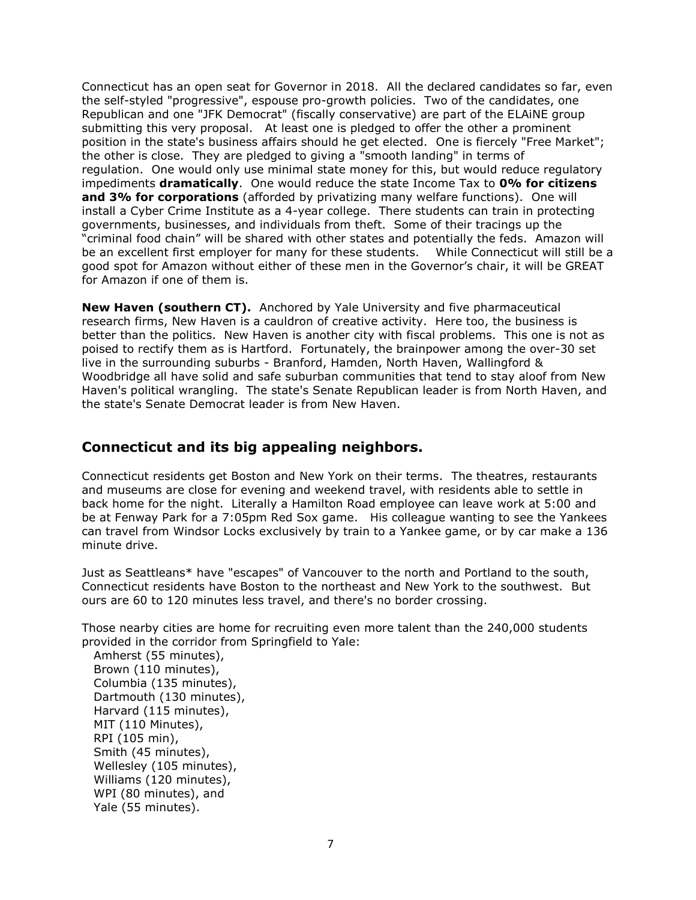Connecticut has an open seat for Governor in 2018. All the declared candidates so far, even the self-styled "progressive", espouse pro-growth policies. Two of the candidates, one Republican and one "JFK Democrat" (fiscally conservative) are part of the ELAiNE group submitting this very proposal. At least one is pledged to offer the other a prominent position in the state's business affairs should he get elected. One is fiercely "Free Market"; the other is close. They are pledged to giving a "smooth landing" in terms of regulation. One would only use minimal state money for this, but would reduce regulatory impediments **dramatically**. One would reduce the state Income Tax to **0% for citizens and 3% for corporations** (afforded by privatizing many welfare functions). One will install a Cyber Crime Institute as a 4-year college. There students can train in protecting governments, businesses, and individuals from theft. Some of their tracings up the "criminal food chain" will be shared with other states and potentially the feds. Amazon will be an excellent first employer for many for these students. While Connecticut will still be a good spot for Amazon without either of these men in the Governor's chair, it will be GREAT for Amazon if one of them is.

**New Haven (southern CT).** Anchored by Yale University and five pharmaceutical research firms, New Haven is a cauldron of creative activity. Here too, the business is better than the politics. New Haven is another city with fiscal problems. This one is not as poised to rectify them as is Hartford. Fortunately, the brainpower among the over-30 set live in the surrounding suburbs - Branford, Hamden, North Haven, Wallingford & Woodbridge all have solid and safe suburban communities that tend to stay aloof from New Haven's political wrangling. The state's Senate Republican leader is from North Haven, and the state's Senate Democrat leader is from New Haven.

## Connecticut and its big appealing neighbors.

Connecticut residents get Boston and New York on their terms. The theatres, restaurants and museums are close for evening and weekend travel, with residents able to settle in back home for the night. Literally a Hamilton Road employee can leave work at 5:00 and be at Fenway Park for a 7:05pm Red Sox game. His colleague wanting to see the Yankees can travel from Windsor Locks exclusively by train to a Yankee game, or by car make a 136 minute drive.

Just as Seattleans* have "escapes" of Vancouver to the north and Portland to the south, Connecticut residents have Boston to the northeast and New York to the southwest. But ours are 60 to 120 minutes less travel, and there's no border crossing.

Those nearby cities are home for recruiting even more talent than the 240,000 students provided in the corridor from Springfield to Yale:

Amherst (55 minutes),
Brown (110 minutes),
Columbia (135 minutes),
Dartmouth (130 minutes),
Harvard (115 minutes),
MIT (110 Minutes),
RPI (105 min),
Smith (45 minutes),
Wellesley (105 minutes),
Williams (120 minutes),
WPI (80 minutes), and
Yale (55 minutes).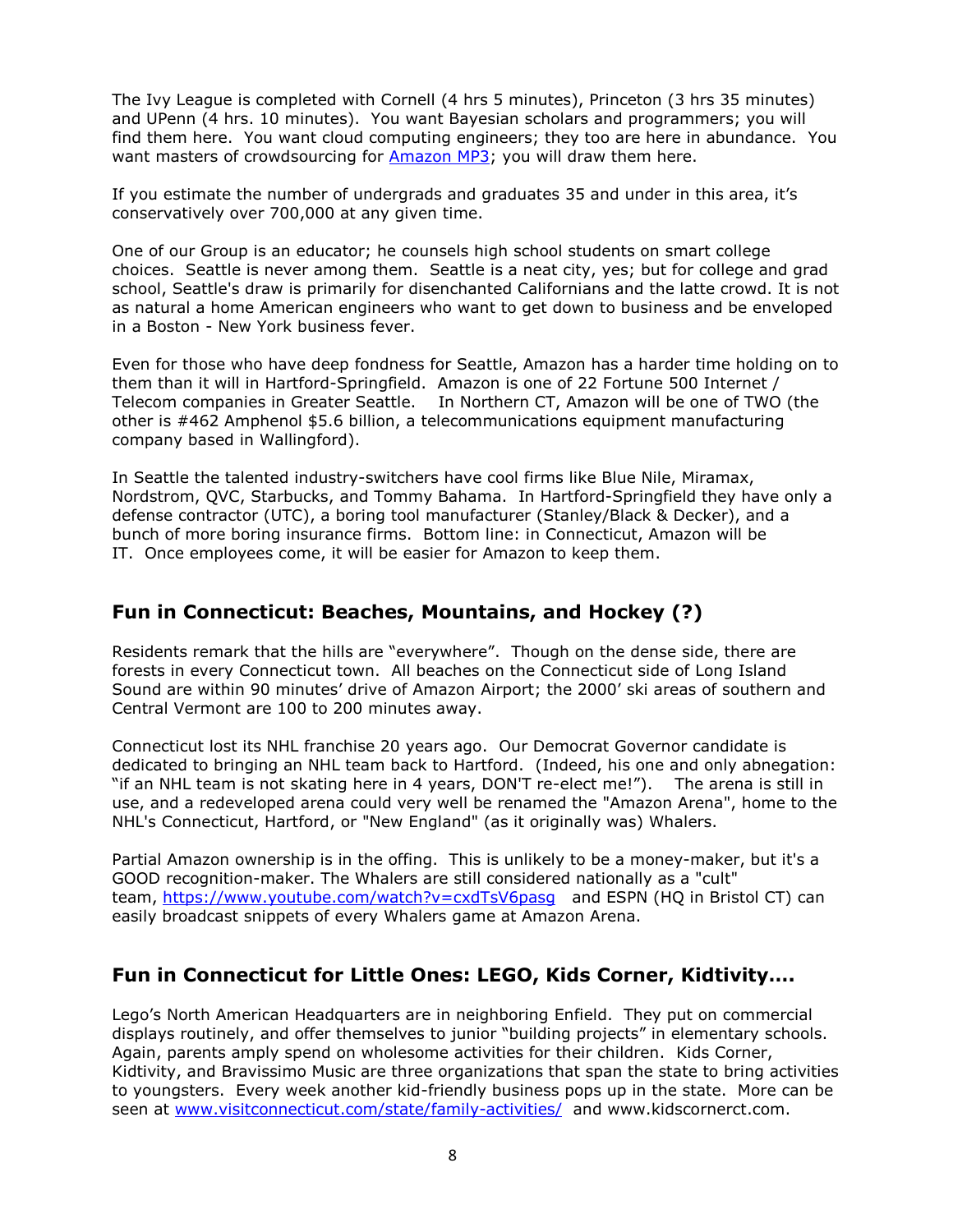The Ivy League is completed with Cornell (4 hrs 5 minutes), Princeton (3 hrs 35 minutes) and UPenn (4 hrs. 10 minutes). You want Bayesian scholars and programmers; you will find them here. You want cloud computing engineers; they too are here in abundance. You want masters of crowdsourcing for [Amazon MP3](); you will draw them here.

If you estimate the number of undergrads and graduates 35 and under in this area, it's conservatively over 700,000 at any given time.

One of our Group is an educator; he counsels high school students on smart college choices. Seattle is never among them. Seattle is a neat city, yes; but for college and grad school, Seattle's draw is primarily for disenchanted Californians and the latte crowd. It is not as natural a home American engineers who want to get down to business and be enveloped in a Boston - New York business fever.

Even for those who have deep fondness for Seattle, Amazon has a harder time holding on to them than it will in Hartford-Springfield. Amazon is one of 22 Fortune 500 Internet / Telecom companies in Greater Seattle. In Northern CT, Amazon will be one of TWO (the other is #462 Amphenol $5.6 billion, a telecommunications equipment manufacturing company based in Wallingford).

In Seattle the talented industry-switchers have cool firms like Blue Nile, Miramax, Nordstrom, QVC, Starbucks, and Tommy Bahama. In Hartford-Springfield they have only a defense contractor (UTC), a boring tool manufacturer (Stanley/Black & Decker), and a bunch of more boring insurance firms. Bottom line: in Connecticut, Amazon will be IT. Once employees come, it will be easier for Amazon to keep them.

## Fun in Connecticut: Beaches, Mountains, and Hockey (?)

Residents remark that the hills are "everywhere". Though on the dense side, there are forests in every Connecticut town. All beaches on the Connecticut side of Long Island Sound are within 90 minutes' drive of Amazon Airport; the 2000' ski areas of southern and Central Vermont are 100 to 200 minutes away.

Connecticut lost its NHL franchise 20 years ago. Our Democrat Governor candidate is dedicated to bringing an NHL team back to Hartford. (Indeed, his one and only abnegation: "if an NHL team is not skating here in 4 years, DON'T re-elect me!"). The arena is still in use, and a redeveloped arena could very well be renamed the "Amazon Arena", home to the NHL's Connecticut, Hartford, or "New England" (as it originally was) Whalers.

Partial Amazon ownership is in the offing. This is unlikely to be a money-maker, but it's a GOOD recognition-maker. The Whalers are still considered nationally as a "cult" team, https://www.youtube.com/watch?v=cxdTsV6pasg and ESPN (HQ in Bristol CT) can easily broadcast snippets of every Whalers game at Amazon Arena.

## Fun in Connecticut for Little Ones: LEGO, Kids Corner, Kidtivity....

Lego's North American Headquarters are in neighboring Enfield. They put on commercial displays routinely, and offer themselves to junior "building projects" in elementary schools. Again, parents amply spend on wholesome activities for their children. Kids Corner, Kidtivity, and Bravissimo Music are three organizations that span the state to bring activities to youngsters. Every week another kid-friendly business pops up in the state. More can be seen at www.visitconnecticut.com/state/family-activities/ and www.kidscornerct.com.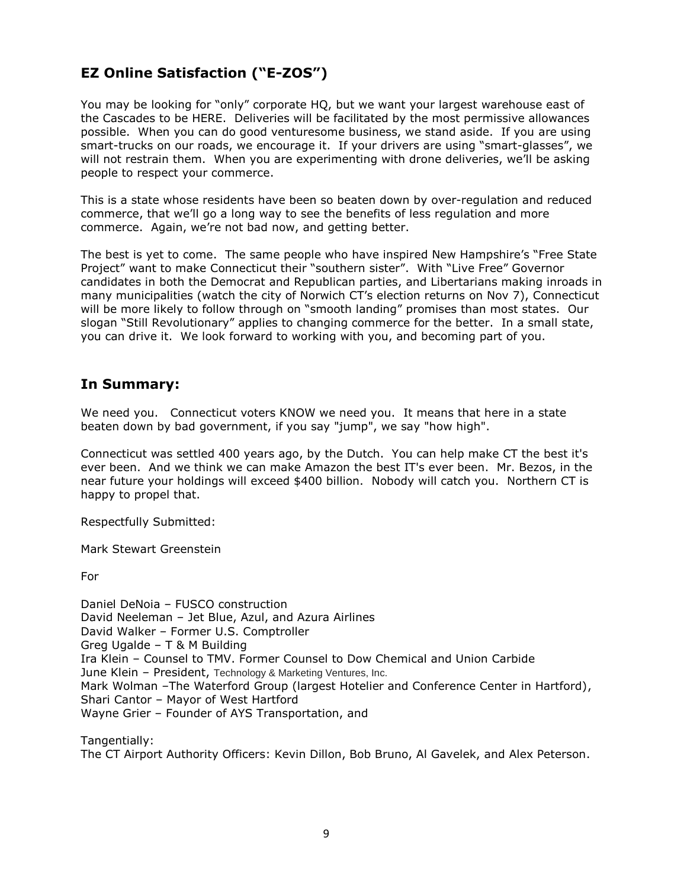## EZ Online Satisfaction ("E-ZOS")

You may be looking for "only" corporate HQ, but we want your largest warehouse east of the Cascades to be HERE. Deliveries will be facilitated by the most permissive allowances possible. When you can do good venturesome business, we stand aside. If you are using smart-trucks on our roads, we encourage it. If your drivers are using "smart-glasses", we will not restrain them. When you are experimenting with drone deliveries, we'll be asking people to respect your commerce.

This is a state whose residents have been so beaten down by over-regulation and reduced commerce, that we'll go a long way to see the benefits of less regulation and more commerce. Again, we're not bad now, and getting better.

The best is yet to come. The same people who have inspired New Hampshire's "Free State Project" want to make Connecticut their "southern sister". With "Live Free" Governor candidates in both the Democrat and Republican parties, and Libertarians making inroads in many municipalities (watch the city of Norwich CT's election returns on Nov 7), Connecticut will be more likely to follow through on "smooth landing" promises than most states. Our slogan "Still Revolutionary" applies to changing commerce for the better. In a small state, you can drive it. We look forward to working with you, and becoming part of you.

## In Summary:

We need you. Connecticut voters KNOW we need you. It means that here in a state beaten down by bad government, if you say "jump", we say "how high".

Connecticut was settled 400 years ago, by the Dutch. You can help make CT the best it's ever been. And we think we can make Amazon the best IT's ever been. Mr. Bezos, in the near future your holdings will exceed $400 billion. Nobody will catch you. Northern CT is happy to propel that.

Respectfully Submitted:

Mark Stewart Greenstein

For

Daniel DeNoia – FUSCO construction
David Neeleman – Jet Blue, Azul, and Azura Airlines
David Walker – Former U.S. Comptroller
Greg Ugalde – T & M Building
Ira Klein – Counsel to TMV. Former Counsel to Dow Chemical and Union Carbide
June Klein – President, Technology & Marketing Ventures, Inc.
Mark Wolman –The Waterford Group (largest Hotelier and Conference Center in Hartford),
Shari Cantor – Mayor of West Hartford
Wayne Grier – Founder of AYS Transportation, and

Tangentially:
The CT Airport Authority Officers: Kevin Dillon, Bob Bruno, Al Gavelek, and Alex Peterson.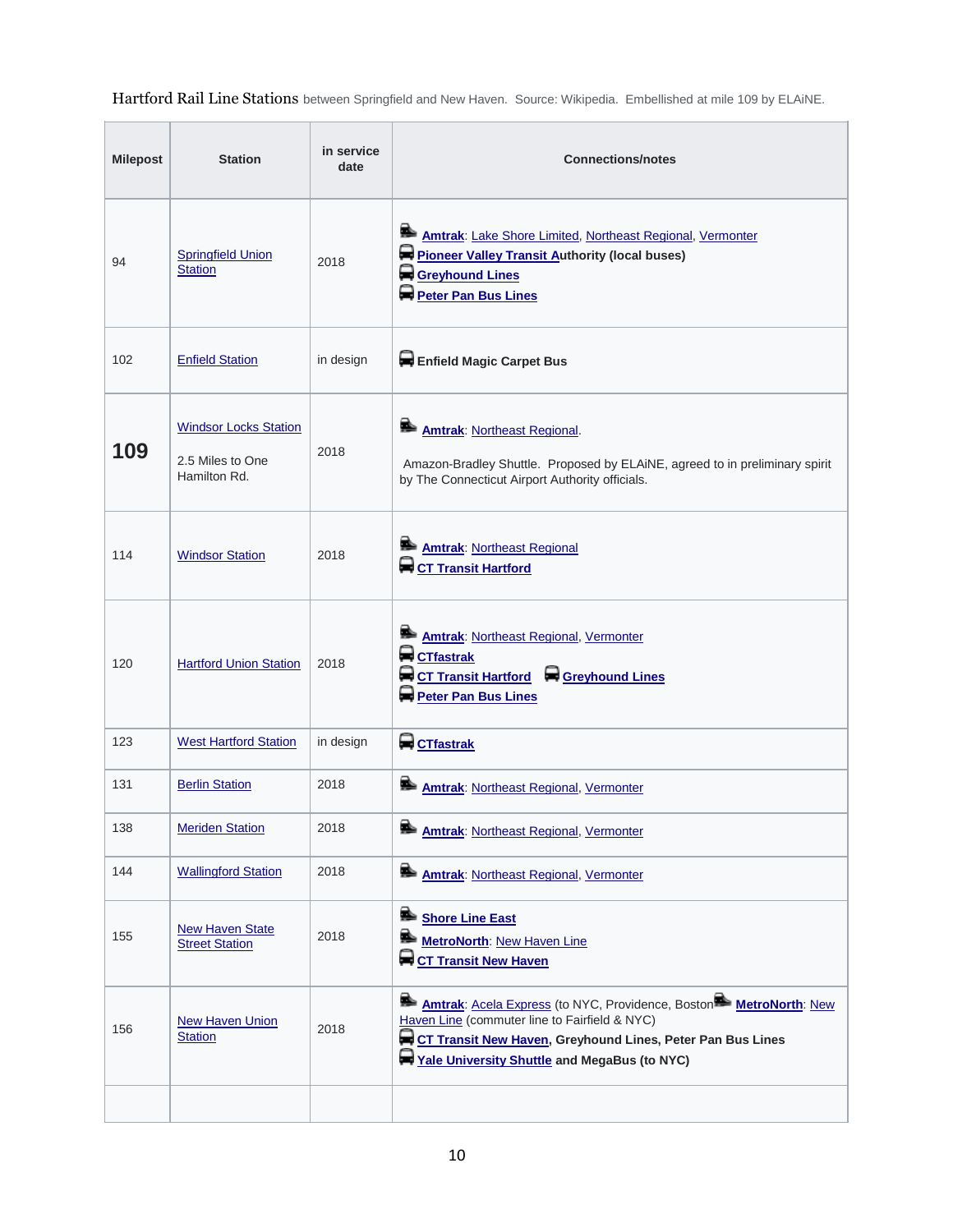Hartford Rail Line Stations between Springfield and New Haven. Source: Wikipedia. Embellished at mile 109 by ELAiNE.

| Milepost | Station | in service date | Connections/notes |
|---|---|---|---|
| 94 | Springfield Union Station | 2018 | **Amtrak**: Lake Shore Limited, Northeast Regional, Vermonter<br>**Pioneer Valley Transit Authority (local buses)**<br>**Greyhound Lines**<br>**Peter Pan Bus Lines** |
| 102 | Enfield Station | in design | **Enfield Magic Carpet Bus** |
| **109** | Windsor Locks Station<br><br>2.5 Miles to One Hamilton Rd. | 2018 | **Amtrak**: Northeast Regional.<br><br>Amazon-Bradley Shuttle. Proposed by ELAiNE, agreed to in preliminary spirit by The Connecticut Airport Authority officials. |
| 114 | Windsor Station | 2018 | **Amtrak**: Northeast Regional<br>**CT Transit Hartford** |
| 120 | Hartford Union Station | 2018 | **Amtrak**: Northeast Regional, Vermonter<br>**CTfastrak**<br>**CT Transit Hartford** **Greyhound Lines**<br>**Peter Pan Bus Lines** |
| 123 | West Hartford Station | in design | **CTfastrak** |
| 131 | Berlin Station | 2018 | **Amtrak**: Northeast Regional, Vermonter |
| 138 | Meriden Station | 2018 | **Amtrak**: Northeast Regional, Vermonter |
| 144 | Wallingford Station | 2018 | **Amtrak**: Northeast Regional, Vermonter |
| 155 | New Haven State Street Station | 2018 | **Shore Line East**<br>**MetroNorth**: New Haven Line<br>**CT Transit New Haven** |
| 156 | New Haven Union Station | 2018 | **Amtrak**: Acela Express (to NYC, Providence, Boston **MetroNorth**: New Haven Line (commuter line to Fairfield & NYC)<br>**CT Transit New Haven, Greyhound Lines, Peter Pan Bus Lines**<br>**Yale University Shuttle and MegaBus (to NYC)** |
| | | | |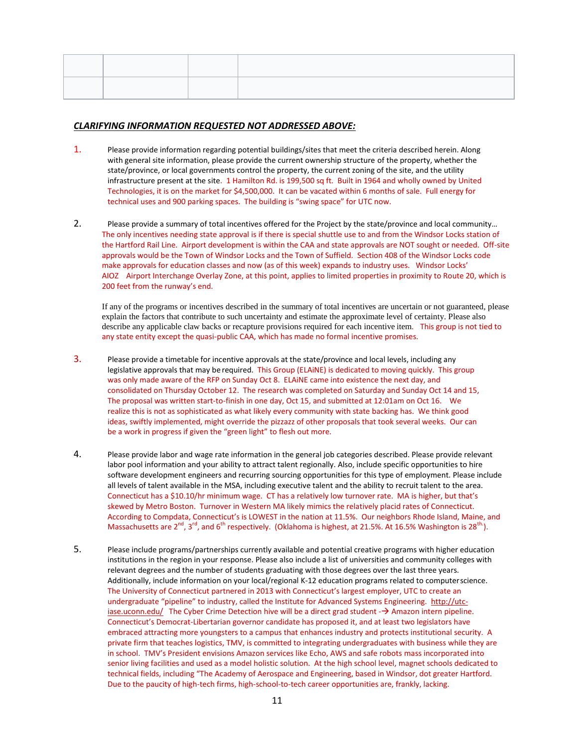| | | | |
|---|---|---|---|
| | | | |

## ***CLARIFYING INFORMATION REQUESTED NOT ADDRESSED ABOVE:***

1. Please provide information regarding potential buildings/sites that meet the criteria described herein. Along with general site information, please provide the current ownership structure of the property, whether the state/province, or local governments control the property, the current zoning of the site, and the utility infrastructure present at the site. 1 Hamilton Rd. is 199,500 sq ft. Built in 1964 and wholly owned by United Technologies, it is on the market for $4,500,000. It can be vacated within 6 months of sale. Full energy for technical uses and 900 parking spaces. The building is "swing space" for UTC now.

2. Please provide a summary of total incentives offered for the Project by the state/province and local community… The only incentives needing state approval is if there is special shuttle use to and from the Windsor Locks station of the Hartford Rail Line. Airport development is within the CAA and state approvals are NOT sought or needed. Off-site approvals would be the Town of Windsor Locks and the Town of Suffield. Section 408 of the Windsor Locks code make approvals for education classes and now (as of this week) expands to industry uses. Windsor Locks' AIOZ Airport Interchange Overlay Zone, at this point, applies to limited properties in proximity to Route 20, which is 200 feet from the runway's end.

   If any of the programs or incentives described in the summary of total incentives are uncertain or not guaranteed, please explain the factors that contribute to such uncertainty and estimate the approximate level of certainty. Please also describe any applicable claw backs or recapture provisions required for each incentive item. This group is not tied to any state entity except the quasi-public CAA, which has made no formal incentive promises.

3. Please provide a timetable for incentive approvals at the state/province and local levels, including any legislative approvals that may be required. This Group (ELAiNE) is dedicated to moving quickly. This group was only made aware of the RFP on Sunday Oct 8. ELAiNE came into existence the next day, and consolidated on Thursday October 12. The research was completed on Saturday and Sunday Oct 14 and 15, The proposal was written start-to-finish in one day, Oct 15, and submitted at 12:01am on Oct 16. We realize this is not as sophisticated as what likely every community with state backing has. We think good ideas, swiftly implemented, might override the pizzazz of other proposals that took several weeks. Our can be a work in progress if given the "green light" to flesh out more.

4. Please provide labor and wage rate information in the general job categories described. Please provide relevant labor pool information and your ability to attract talent regionally. Also, include specific opportunities to hire software development engineers and recurring sourcing opportunities for this type of employment. Please include all levels of talent available in the MSA, including executive talent and the ability to recruit talent to the area. Connecticut has a $10.10/hr minimum wage. CT has a relatively low turnover rate. MA is higher, but that's skewed by Metro Boston. Turnover in Western MA likely mimics the relatively placid rates of Connecticut. According to Compdata, Connecticut's is LOWEST in the nation at 11.5%. Our neighbors Rhode Island, Maine, and Massachusetts are 2nd, 3rd, and 6th respectively. (Oklahoma is highest, at 21.5%. At 16.5% Washington is 28th.).

5. Please include programs/partnerships currently available and potential creative programs with higher education institutions in the region in your response. Please also include a list of universities and community colleges with relevant degrees and the number of students graduating with those degrees over the last three years. Additionally, include information on your local/regional K-12 education programs related to computer science. The University of Connecticut partnered in 2013 with Connecticut's largest employer, UTC to create an undergraduate "pipeline" to industry, called the Institute for Advanced Systems Engineering. http://utc-iase.uconn.edu/ The Cyber Crime Detection hive will be a direct grad student -→ Amazon intern pipeline. Connecticut's Democrat-Libertarian governor candidate has proposed it, and at least two legislators have embraced attracting more youngsters to a campus that enhances industry and protects institutional security. A private firm that teaches logistics, TMV, is committed to integrating undergraduates with business while they are in school. TMV's President envisions Amazon services like Echo, AWS and safe robots mass incorporated into senior living facilities and used as a model holistic solution. At the high school level, magnet schools dedicated to technical fields, including "The Academy of Aerospace and Engineering, based in Windsor, dot greater Hartford. Due to the paucity of high-tech firms, high-school-to-tech career opportunities are, frankly, lacking.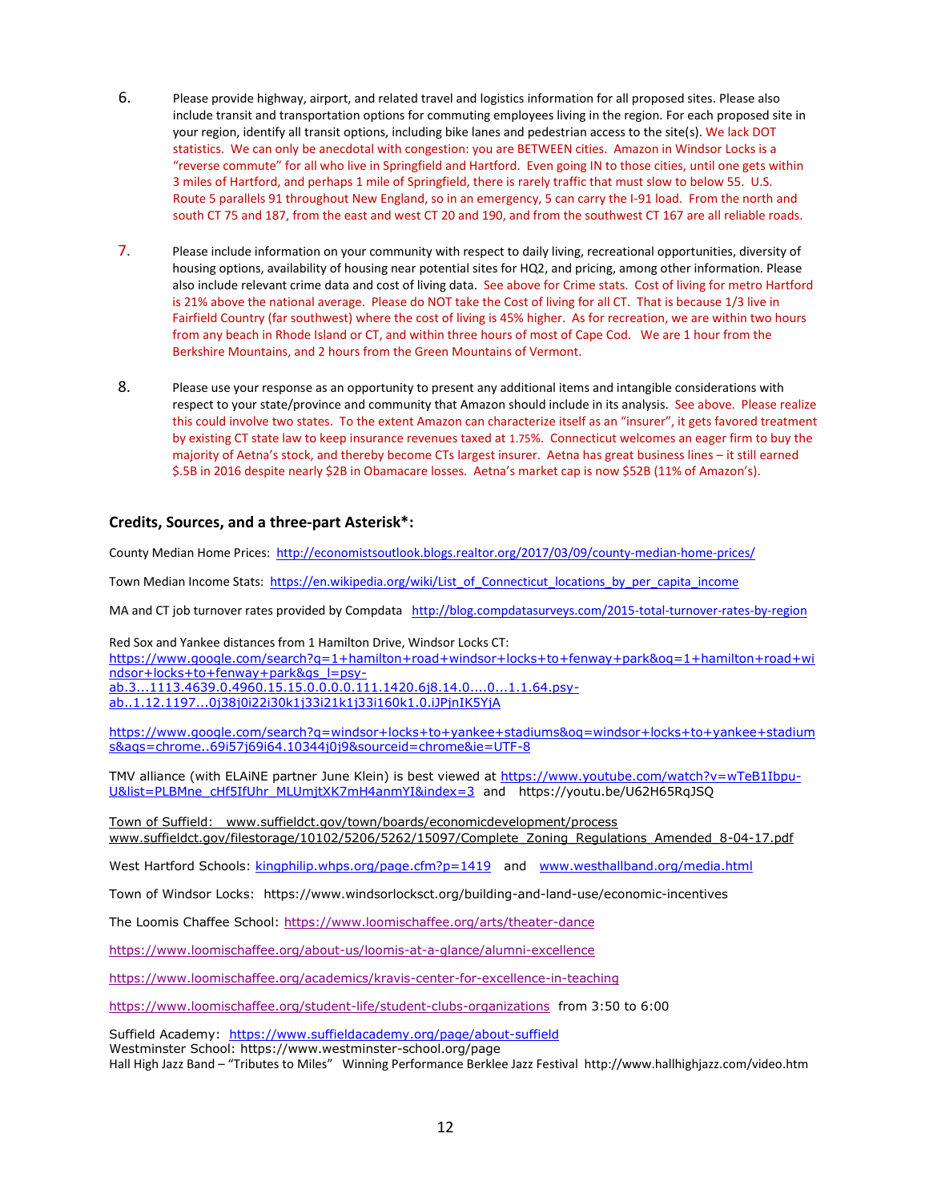6. Please provide highway, airport, and related travel and logistics information for all proposed sites. Please also include transit and transportation options for commuting employees living in the region. For each proposed site in your region, identify all transit options, including bike lanes and pedestrian access to the site(s). We lack DOT statistics. We can only be anecdotal with congestion: you are BETWEEN cities. Amazon in Windsor Locks is a "reverse commute" for all who live in Springfield and Hartford. Even going IN to those cities, until one gets within 3 miles of Hartford, and perhaps 1 mile of Springfield, there is rarely traffic that must slow to below 55. U.S. Route 5 parallels 91 throughout New England, so in an emergency, 5 can carry the I-91 load. From the north and south CT 75 and 187, from the east and west CT 20 and 190, and from the southwest CT 167 are all reliable roads.

7. Please include information on your community with respect to daily living, recreational opportunities, diversity of housing options, availability of housing near potential sites for HQ2, and pricing, among other information. Please also include relevant crime data and cost of living data. See above for Crime stats. Cost of living for metro Hartford is 21% above the national average. Please do NOT take the Cost of living for all CT. That is because 1/3 live in Fairfield Country (far southwest) where the cost of living is 45% higher. As for recreation, we are within two hours from any beach in Rhode Island or CT, and within three hours of most of Cape Cod. We are 1 hour from the Berkshire Mountains, and 2 hours from the Green Mountains of Vermont.

8. Please use your response as an opportunity to present any additional items and intangible considerations with respect to your state/province and community that Amazon should include in its analysis. See above. Please realize this could involve two states. To the extent Amazon can characterize itself as an "insurer", it gets favored treatment by existing CT state law to keep insurance revenues taxed at 1.75%. Connecticut welcomes an eager firm to buy the majority of Aetna's stock, and thereby become CTs largest insurer. Aetna has great business lines – it still earned $.5B in 2016 despite nearly $2B in Obamacare losses. Aetna's market cap is now $52B (11% of Amazon's).

### Credits, Sources, and a three-part Asterisk*:

County Median Home Prices: http://economistsoutlook.blogs.realtor.org/2017/03/09/county-median-home-prices/

Town Median Income Stats: https://en.wikipedia.org/wiki/List_of_Connecticut_locations_by_per_capita_income

MA and CT job turnover rates provided by Compdata http://blog.compdatasurveys.com/2015-total-turnover-rates-by-region

Red Sox and Yankee distances from 1 Hamilton Drive, Windsor Locks CT:
https://www.google.com/search?q=1+hamilton+road+windsor+locks+to+fenway+park&oq=1+hamilton+road+windsor+locks+to+fenway+park&gs_l=psy-ab.3...1113.4639.0.4960.15.15.0.0.0.0.111.1420.6j8.14.0....0...1.1.64.psy-ab..1.12.1197...0j38j0i22i30k1j33i21k1j33i160k1.0.iJPjnIK5YjA

https://www.google.com/search?q=windsor+locks+to+yankee+stadiums&oq=windsor+locks+to+yankee+stadiums&aqs=chrome..69i57j69i64.10344j0j9&sourceid=chrome&ie=UTF-8

TMV alliance (with ELAiNE partner June Klein) is best viewed at https://www.youtube.com/watch?v=wTeB1Ibpu-U&list=PLBMne_cHf5IfUhr_MLUmjtXK7mH4anmYI&index=3 and https://youtu.be/U62H65RqJSQ

Town of Suffield: www.suffieldct.gov/town/boards/economicdevelopment/process
www.suffieldct.gov/filestorage/10102/5206/5262/15097/Complete_Zoning_Regulations_Amended_8-04-17.pdf

West Hartford Schools: kingphilip.whps.org/page.cfm?p=1419 and www.westhallband.org/media.html

Town of Windsor Locks: https://www.windsorlocksct.org/building-and-land-use/economic-incentives

The Loomis Chaffee School: https://www.loomischaffee.org/arts/theater-dance

https://www.loomischaffee.org/about-us/loomis-at-a-glance/alumni-excellence

https://www.loomischaffee.org/academics/kravis-center-for-excellence-in-teaching

https://www.loomischaffee.org/student-life/student-clubs-organizations from 3:50 to 6:00

Suffield Academy: https://www.suffieldacademy.org/page/about-suffield
Westminster School: https://www.westminster-school.org/page
Hall High Jazz Band – "Tributes to Miles" Winning Performance Berklee Jazz Festival http://www.hallhighjazz.com/video.htm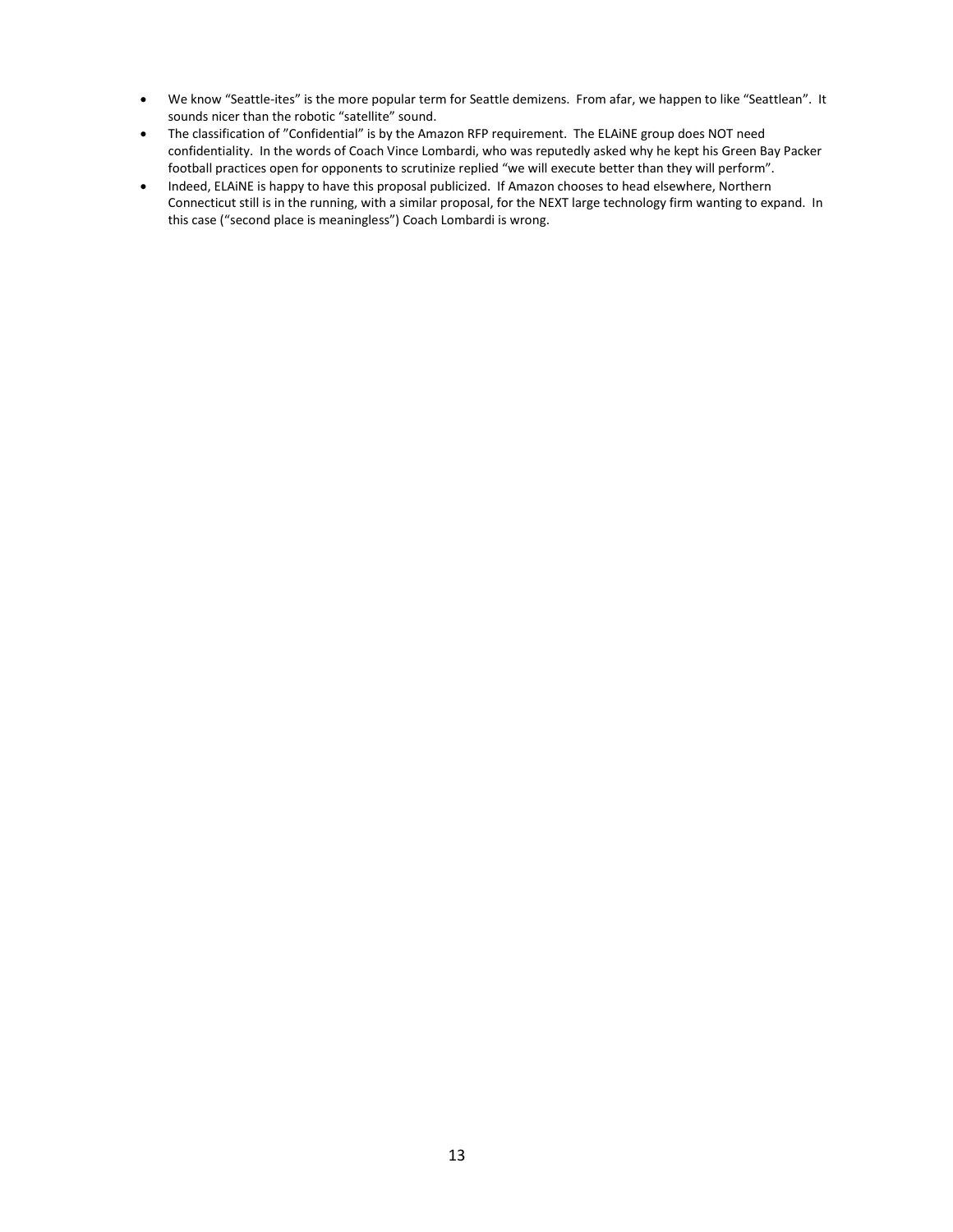- We know “Seattle-ites” is the more popular term for Seattle demizens. From afar, we happen to like “Seattlean”. It sounds nicer than the robotic “satellite” sound.
- The classification of ”Confidential” is by the Amazon RFP requirement. The ELAiNE group does NOT need confidentiality. In the words of Coach Vince Lombardi, who was reputedly asked why he kept his Green Bay Packer football practices open for opponents to scrutinize replied “we will execute better than they will perform”.
- Indeed, ELAiNE is happy to have this proposal publicized. If Amazon chooses to head elsewhere, Northern Connecticut still is in the running, with a similar proposal, for the NEXT large technology firm wanting to expand. In this case (“second place is meaningless”) Coach Lombardi is wrong.